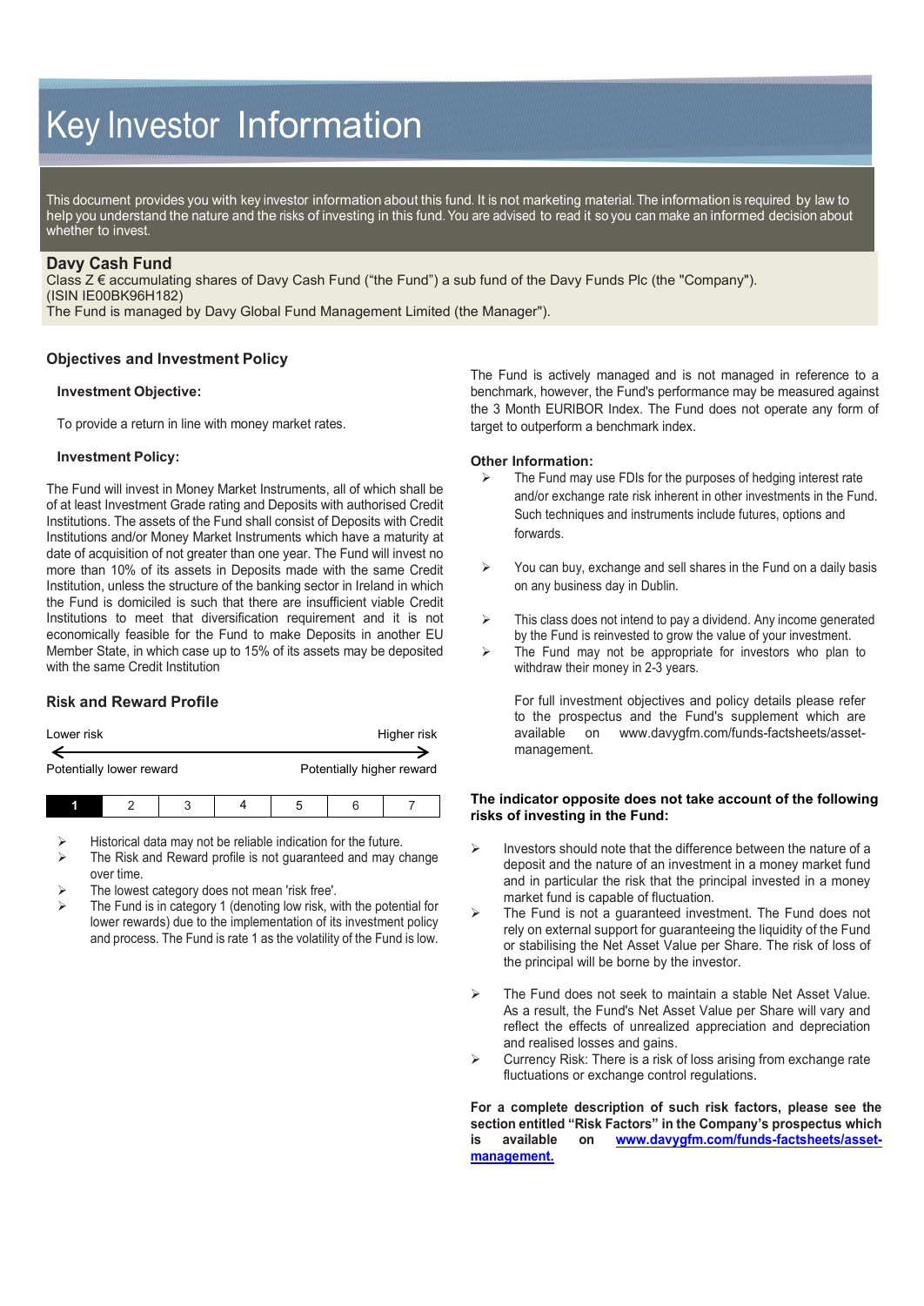# Key Investor Information

This document provides you with key investor information about this fund. It is not marketing material. The information is required by law to help you understand the nature and the risks of investing in this fund. You are advised to read it so you can make an informed decision about whether to invest.

## Davy Cash Fund

Class Z € accumulating shares of Davy Cash Fund ("the Fund") a sub fund of the Davy Funds Plc (the "Company"). (ISIN IE00BK96H182)

The Fund is managed by Davy Global Fund Management Limited (the Manager").

## Objectives and Investment Policy

### Investment Objective:

To provide a return in line with money market rates.

### Investment Policy:

The Fund will invest in Money Market Instruments, all of which shall be of at least Investment Grade rating and Deposits with authorised Credit Institutions. The assets of the Fund shall consist of Deposits with Credit Institutions and/or Money Market Instruments which have a maturity at date of acquisition of not greater than one year. The Fund will invest no more than 10% of its assets in Deposits made with the same Credit Institution, unless the structure of the banking sector in Ireland in which the Fund is domiciled is such that there are insufficient viable Credit Institutions to meet that diversification requirement and it is not economically feasible for the Fund to make Deposits in another EU Member State, in which case up to 15% of its assets may be deposited with the same Credit Institution

The Fund is actively managed and is not managed in reference to a benchmark, however, the Fund's performance may be measured against the 3 Month EURIBOR Index. The Fund does not operate any form of target to outperform a benchmark index.

### Other Information:

- The Fund may use FDIs for the purposes of hedging interest rate and/or exchange rate risk inherent in other investments in the Fund. Such techniques and instruments include futures, options and forwards.
- You can buy, exchange and sell shares in the Fund on a daily basis on any business day in Dublin.
- This class does not intend to pay a dividend. Any income generated by the Fund is reinvested to grow the value of your investment.
- The Fund may not be appropriate for investors who plan to withdraw their money in 2-3 years.

For full investment objectives and policy details please refer to the prospectus and the Fund's supplement which are available on www.davygfm.com/funds-factsheets/asset-management.

## Risk and Reward Profile

| Lower risk | | | | | | Higher risk |
|---|---|---|---|---|---|---|
| Potentially lower reward | | | | | | Potentially higher reward |
| **1** | 2 | 3 | 4 | 5 | 6 | 7 |

- Historical data may not be reliable indication for the future.
- The Risk and Reward profile is not guaranteed and may change over time.
- The lowest category does not mean 'risk free'.
- The Fund is in category 1 (denoting low risk, with the potential for lower rewards) due to the implementation of its investment policy and process. The Fund is rate 1 as the volatility of the Fund is low.

**The indicator opposite does not take account of the following risks of investing in the Fund:**

- Investors should note that the difference between the nature of a deposit and the nature of an investment in a money market fund and in particular the risk that the principal invested in a money market fund is capable of fluctuation.
- The Fund is not a guaranteed investment. The Fund does not rely on external support for guaranteeing the liquidity of the Fund or stabilising the Net Asset Value per Share. The risk of loss of the principal will be borne by the investor.
- The Fund does not seek to maintain a stable Net Asset Value. As a result, the Fund's Net Asset Value per Share will vary and reflect the effects of unrealized appreciation and depreciation and realised losses and gains.
- Currency Risk: There is a risk of loss arising from exchange rate fluctuations or exchange control regulations.

**For a complete description of such risk factors, please see the section entitled "Risk Factors" in the Company's prospectus which is available on [www.davygfm.com/funds-factsheets/asset-management.](www.davygfm.com/funds-factsheets/asset-management)**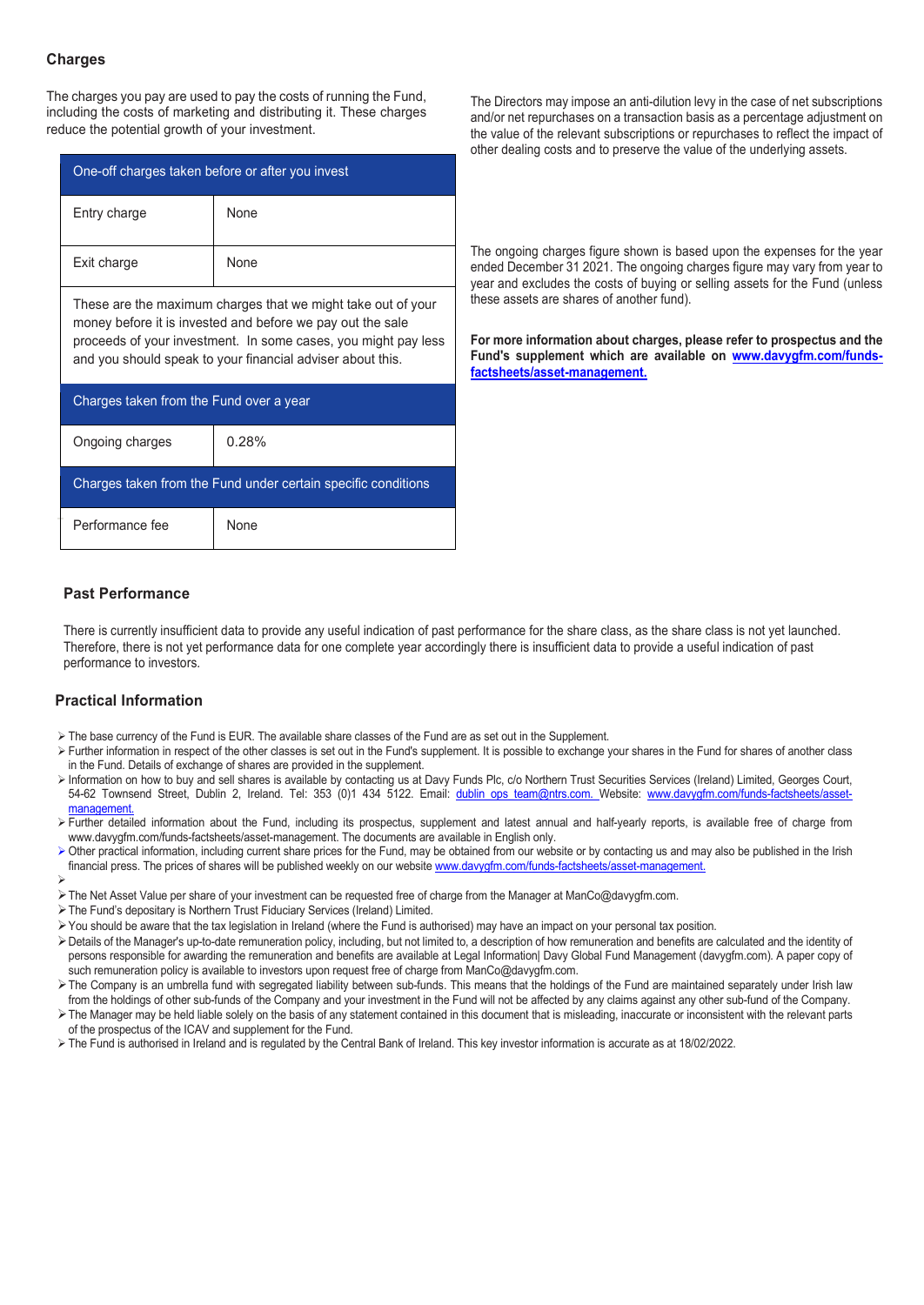## Charges

The charges you pay are used to pay the costs of running the Fund, including the costs of marketing and distributing it. These charges reduce the potential growth of your investment.

| One-off charges taken before or after you invest | |
|---|---|
| Entry charge | None |
| Exit charge | None |
| These are the maximum charges that we might take out of your money before it is invested and before we pay out the sale proceeds of your investment. In some cases, you might pay less and you should speak to your financial adviser about this. | |
| **Charges taken from the Fund over a year** | |
| Ongoing charges | 0.28% |
| **Charges taken from the Fund under certain specific conditions** | |
| Performance fee | None |

The Directors may impose an anti-dilution levy in the case of net subscriptions and/or net repurchases on a transaction basis as a percentage adjustment on the value of the relevant subscriptions or repurchases to reflect the impact of other dealing costs and to preserve the value of the underlying assets.

The ongoing charges figure shown is based upon the expenses for the year ended December 31 2021. The ongoing charges figure may vary from year to year and excludes the costs of buying or selling assets for the Fund (unless these assets are shares of another fund).

**For more information about charges, please refer to prospectus and the Fund's supplement which are available on [www.davygfm.com/funds-factsheets/asset-management.](www.davygfm.com/funds-factsheets/asset-management)**

## Past Performance

There is currently insufficient data to provide any useful indication of past performance for the share class, as the share class is not yet launched. Therefore, there is not yet performance data for one complete year accordingly there is insufficient data to provide a useful indication of past performance to investors.

## Practical Information

- The base currency of the Fund is EUR. The available share classes of the Fund are as set out in the Supplement.
- Further information in respect of the other classes is set out in the Fund's supplement. It is possible to exchange your shares in the Fund for shares of another class in the Fund. Details of exchange of shares are provided in the supplement.
- Information on how to buy and sell shares is available by contacting us at Davy Funds Plc, c/o Northern Trust Securities Services (Ireland) Limited, Georges Court, 54-62 Townsend Street, Dublin 2, Ireland. Tel: 353 (0)1 434 5122. Email: dublin_ops_team@ntrs.com. Website: www.davygfm.com/funds-factsheets/asset-management.
- Further detailed information about the Fund, including its prospectus, supplement and latest annual and half-yearly reports, is available free of charge from www.davygfm.com/funds-factsheets/asset-management. The documents are available in English only.
- Other practical information, including current share prices for the Fund, may be obtained from our website or by contacting us and may also be published in the Irish financial press. The prices of shares will be published weekly on our website www.davygfm.com/funds-factsheets/asset-management.
- The Net Asset Value per share of your investment can be requested free of charge from the Manager at ManCo@davygfm.com.
- The Fund's depositary is Northern Trust Fiduciary Services (Ireland) Limited.
- You should be aware that the tax legislation in Ireland (where the Fund is authorised) may have an impact on your personal tax position.
- Details of the Manager's up-to-date remuneration policy, including, but not limited to, a description of how remuneration and benefits are calculated and the identity of persons responsible for awarding the remuneration and benefits are available at Legal Information| Davy Global Fund Management (davygfm.com). A paper copy of such remuneration policy is available to investors upon request free of charge from ManCo@davygfm.com.
- The Company is an umbrella fund with segregated liability between sub-funds. This means that the holdings of the Fund are maintained separately under Irish law from the holdings of other sub-funds of the Company and your investment in the Fund will not be affected by any claims against any other sub-fund of the Company.
- The Manager may be held liable solely on the basis of any statement contained in this document that is misleading, inaccurate or inconsistent with the relevant parts of the prospectus of the ICAV and supplement for the Fund.
- The Fund is authorised in Ireland and is regulated by the Central Bank of Ireland. This key investor information is accurate as at 18/02/2022.